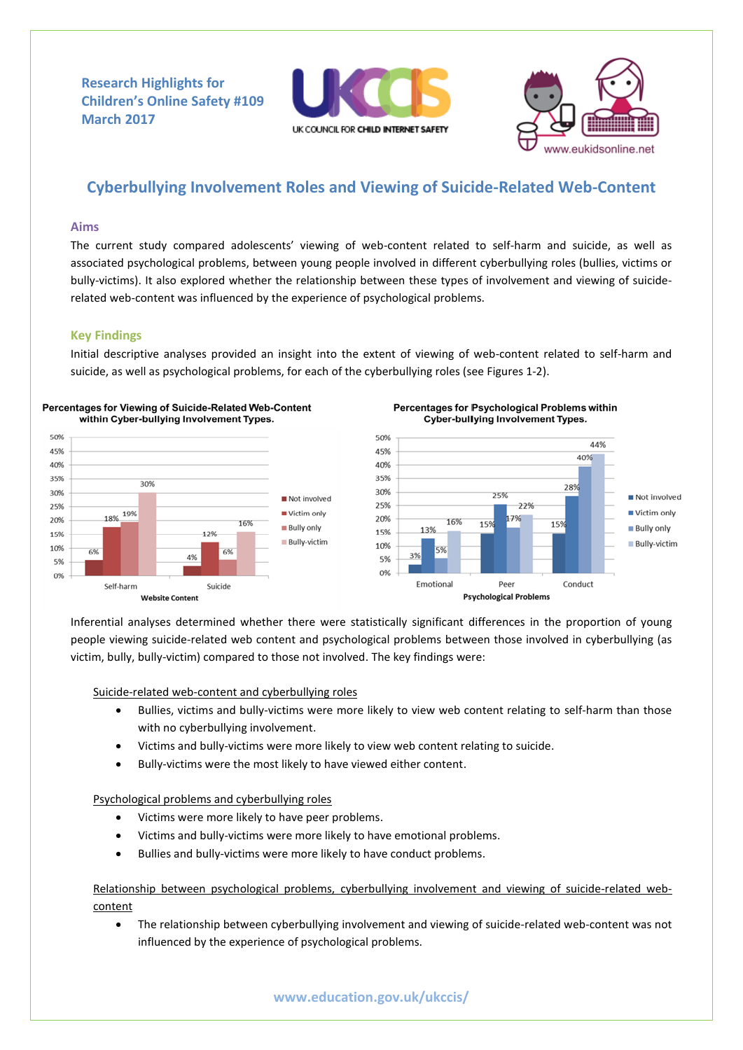Research Highlights for Children's Online Safety #109
March 2017

UK COUNCIL FOR CHILD INTERNET SAFETY

www.eukidsonline.net

# Cyberbullying Involvement Roles and Viewing of Suicide-Related Web-Content

## Aims

The current study compared adolescents' viewing of web-content related to self-harm and suicide, as well as associated psychological problems, between young people involved in different cyberbullying roles (bullies, victims or bully-victims). It also explored whether the relationship between these types of involvement and viewing of suicide-related web-content was influenced by the experience of psychological problems.

## Key Findings

Initial descriptive analyses provided an insight into the extent of viewing of web-content related to self-harm and suicide, as well as psychological problems, for each of the cyberbullying roles (see Figures 1-2).

**Percentages for Viewing of Suicide-Related Web-Content within Cyber-bullying Involvement Types.**

| Website Content | Not involved | Victim only | Bully only | Bully-victim |
|---|---|---|---|---|
| Self-harm | 6% | 18% | 19% | 30% |
| Suicide | 4% | 12% | 6% | 16% |

**Percentages for Psychological Problems within Cyber-bullying Involvement Types.**

| Psychological Problems | Not involved | Victim only | Bully only | Bully-victim |
|---|---|---|---|---|
| Emotional | 3% | 13% | 5% | 16% |
| Peer | 15% | 25% | 17% | 22% |
| Conduct | 15% | 28% | 40% | 44% |

Inferential analyses determined whether there were statistically significant differences in the proportion of young people viewing suicide-related web content and psychological problems between those involved in cyberbullying (as victim, bully, bully-victim) compared to those not involved. The key findings were:

Suicide-related web-content and cyberbullying roles

- Bullies, victims and bully-victims were more likely to view web content relating to self-harm than those with no cyberbullying involvement.
- Victims and bully-victims were more likely to view web content relating to suicide.
- Bully-victims were the most likely to have viewed either content.

Psychological problems and cyberbullying roles

- Victims were more likely to have peer problems.
- Victims and bully-victims were more likely to have emotional problems.
- Bullies and bully-victims were more likely to have conduct problems.

Relationship between psychological problems, cyberbullying involvement and viewing of suicide-related web-content

- The relationship between cyberbullying involvement and viewing of suicide-related web-content was not influenced by the experience of psychological problems.

www.education.gov.uk/ukccis/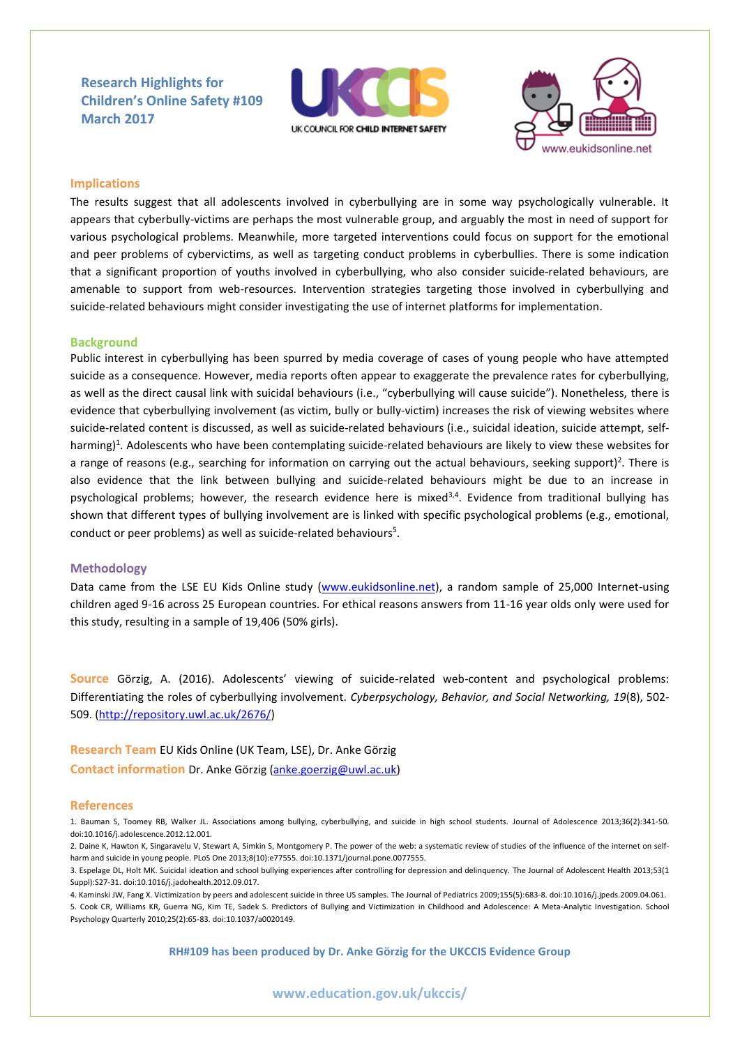Research Highlights for Children's Online Safety #109
March 2017

UK COUNCIL FOR CHILD INTERNET SAFETY

www.eukidsonline.net

## Implications

The results suggest that all adolescents involved in cyberbullying are in some way psychologically vulnerable. It appears that cyberbully-victims are perhaps the most vulnerable group, and arguably the most in need of support for various psychological problems. Meanwhile, more targeted interventions could focus on support for the emotional and peer problems of cybervictims, as well as targeting conduct problems in cyberbullies. There is some indication that a significant proportion of youths involved in cyberbullying, who also consider suicide-related behaviours, are amenable to support from web-resources. Intervention strategies targeting those involved in cyberbullying and suicide-related behaviours might consider investigating the use of internet platforms for implementation.

## Background

Public interest in cyberbullying has been spurred by media coverage of cases of young people who have attempted suicide as a consequence. However, media reports often appear to exaggerate the prevalence rates for cyberbullying, as well as the direct causal link with suicidal behaviours (i.e., "cyberbullying will cause suicide"). Nonetheless, there is evidence that cyberbullying involvement (as victim, bully or bully-victim) increases the risk of viewing websites where suicide-related content is discussed, as well as suicide-related behaviours (i.e., suicidal ideation, suicide attempt, self-harming)[1]. Adolescents who have been contemplating suicide-related behaviours are likely to view these websites for a range of reasons (e.g., searching for information on carrying out the actual behaviours, seeking support)[2]. There is also evidence that the link between bullying and suicide-related behaviours might be due to an increase in psychological problems; however, the research evidence here is mixed[3,4]. Evidence from traditional bullying has shown that different types of bullying involvement are is linked with specific psychological problems (e.g., emotional, conduct or peer problems) as well as suicide-related behaviours[5].

## Methodology

Data came from the LSE EU Kids Online study (www.eukidsonline.net), a random sample of 25,000 Internet-using children aged 9-16 across 25 European countries. For ethical reasons answers from 11-16 year olds only were used for this study, resulting in a sample of 19,406 (50% girls).

**Source** Görzig, A. (2016). Adolescents' viewing of suicide-related web-content and psychological problems: Differentiating the roles of cyberbullying involvement. *Cyberpsychology, Behavior, and Social Networking, 19*(8), 502-509. (http://repository.uwl.ac.uk/2676/)

**Research Team** EU Kids Online (UK Team, LSE), Dr. Anke Görzig

**Contact information** Dr. Anke Görzig (anke.goerzig@uwl.ac.uk)

## References

1. Bauman S, Toomey RB, Walker JL. Associations among bullying, cyberbullying, and suicide in high school students. Journal of Adolescence 2013;36(2):341-50. doi:10.1016/j.adolescence.2012.12.001.
2. Daine K, Hawton K, Singaravelu V, Stewart A, Simkin S, Montgomery P. The power of the web: a systematic review of studies of the influence of the internet on self-harm and suicide in young people. PLoS One 2013;8(10):e77555. doi:10.1371/journal.pone.0077555.
3. Espelage DL, Holt MK. Suicidal ideation and school bullying experiences after controlling for depression and delinquency. The Journal of Adolescent Health 2013;53(1 Suppl):S27-31. doi:10.1016/j.jadohealth.2012.09.017.
4. Kaminski JW, Fang X. Victimization by peers and adolescent suicide in three US samples. The Journal of Pediatrics 2009;155(5):683-8. doi:10.1016/j.jpeds.2009.04.061.
5. Cook CR, Williams KR, Guerra NG, Kim TE, Sadek S. Predictors of Bullying and Victimization in Childhood and Adolescence: A Meta-Analytic Investigation. School Psychology Quarterly 2010;25(2):65-83. doi:10.1037/a0020149.

**RH#109 has been produced by Dr. Anke Görzig for the UKCCIS Evidence Group**

**www.education.gov.uk/ukccis/**